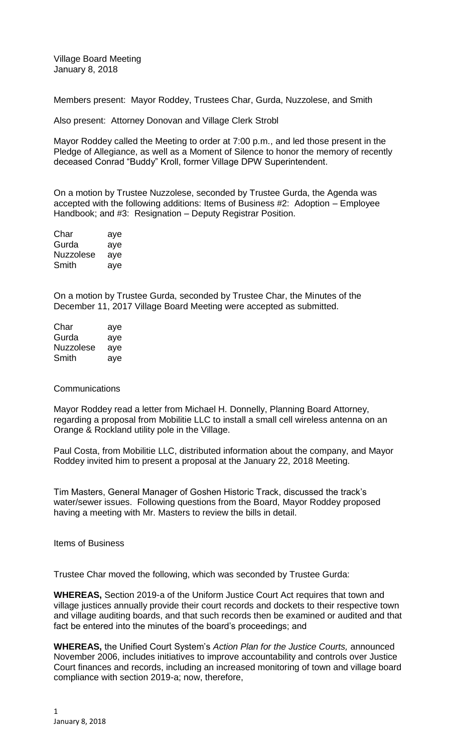Village Board Meeting
January 8, 2018

Members present: Mayor Roddey, Trustees Char, Gurda, Nuzzolese, and Smith

Also present: Attorney Donovan and Village Clerk Strobl

Mayor Roddey called the Meeting to order at 7:00 p.m., and led those present in the Pledge of Allegiance, as well as a Moment of Silence to honor the memory of recently deceased Conrad "Buddy" Kroll, former Village DPW Superintendent.

On a motion by Trustee Nuzzolese, seconded by Trustee Gurda, the Agenda was accepted with the following additions: Items of Business #2: Adoption – Employee Handbook; and #3: Resignation – Deputy Registrar Position.

| | |
|---|---|
| Char | aye |
| Gurda | aye |
| Nuzzolese | aye |
| Smith | aye |

On a motion by Trustee Gurda, seconded by Trustee Char, the Minutes of the December 11, 2017 Village Board Meeting were accepted as submitted.

| | |
|---|---|
| Char | aye |
| Gurda | aye |
| Nuzzolese | aye |
| Smith | aye |

Communications

Mayor Roddey read a letter from Michael H. Donnelly, Planning Board Attorney, regarding a proposal from Mobilitie LLC to install a small cell wireless antenna on an Orange & Rockland utility pole in the Village.

Paul Costa, from Mobilitie LLC, distributed information about the company, and Mayor Roddey invited him to present a proposal at the January 22, 2018 Meeting.

Tim Masters, General Manager of Goshen Historic Track, discussed the track's water/sewer issues. Following questions from the Board, Mayor Roddey proposed having a meeting with Mr. Masters to review the bills in detail.

Items of Business

Trustee Char moved the following, which was seconded by Trustee Gurda:

**WHEREAS,** Section 2019-a of the Uniform Justice Court Act requires that town and village justices annually provide their court records and dockets to their respective town and village auditing boards, and that such records then be examined or audited and that fact be entered into the minutes of the board's proceedings; and

**WHEREAS,** the Unified Court System's *Action Plan for the Justice Courts,* announced November 2006, includes initiatives to improve accountability and controls over Justice Court finances and records, including an increased monitoring of town and village board compliance with section 2019-a; now, therefore,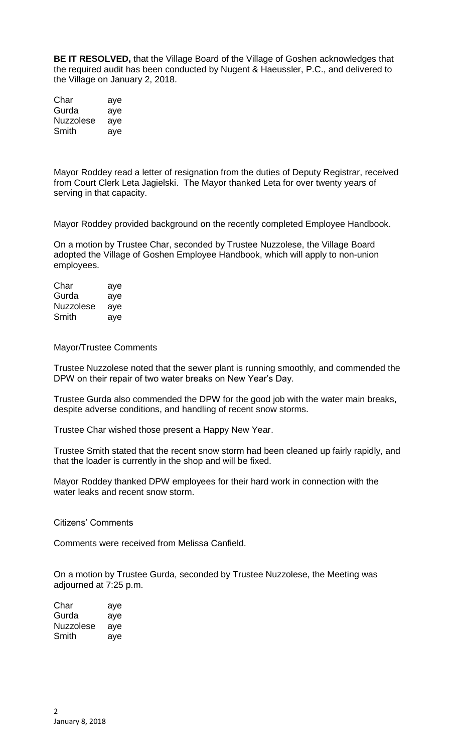**BE IT RESOLVED,** that the Village Board of the Village of Goshen acknowledges that the required audit has been conducted by Nugent & Haeussler, P.C., and delivered to the Village on January 2, 2018.

| | |
|---|---|
| Char | aye |
| Gurda | aye |
| Nuzzolese | aye |
| Smith | aye |

Mayor Roddey read a letter of resignation from the duties of Deputy Registrar, received from Court Clerk Leta Jagielski. The Mayor thanked Leta for over twenty years of serving in that capacity.

Mayor Roddey provided background on the recently completed Employee Handbook.

On a motion by Trustee Char, seconded by Trustee Nuzzolese, the Village Board adopted the Village of Goshen Employee Handbook, which will apply to non-union employees.

| | |
|---|---|
| Char | aye |
| Gurda | aye |
| Nuzzolese | aye |
| Smith | aye |

Mayor/Trustee Comments

Trustee Nuzzolese noted that the sewer plant is running smoothly, and commended the DPW on their repair of two water breaks on New Year's Day.

Trustee Gurda also commended the DPW for the good job with the water main breaks, despite adverse conditions, and handling of recent snow storms.

Trustee Char wished those present a Happy New Year.

Trustee Smith stated that the recent snow storm had been cleaned up fairly rapidly, and that the loader is currently in the shop and will be fixed.

Mayor Roddey thanked DPW employees for their hard work in connection with the water leaks and recent snow storm.

Citizens' Comments

Comments were received from Melissa Canfield.

On a motion by Trustee Gurda, seconded by Trustee Nuzzolese, the Meeting was adjourned at 7:25 p.m.

| | |
|---|---|
| Char | aye |
| Gurda | aye |
| Nuzzolese | aye |
| Smith | aye |